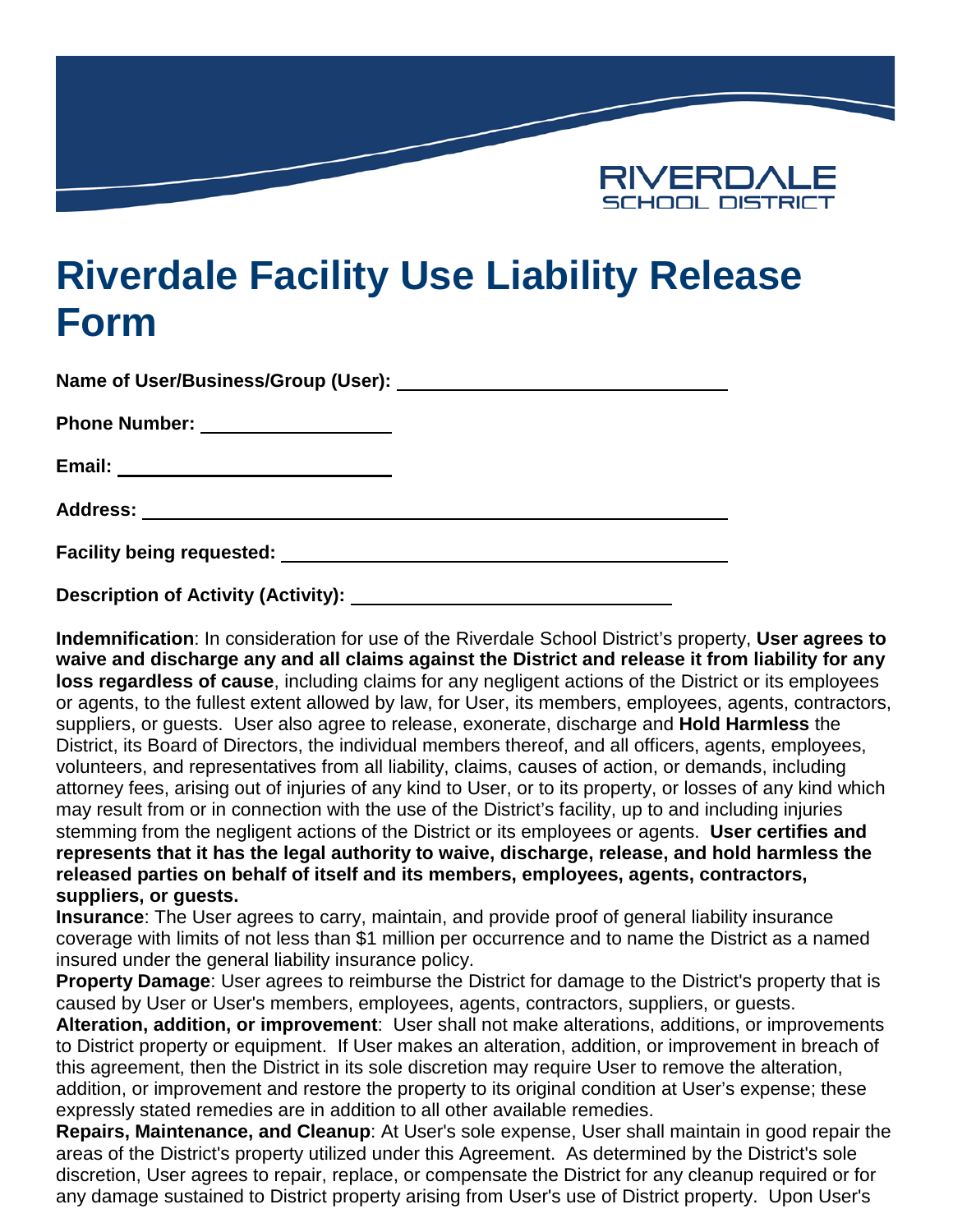RIVERDALE SCHOOL DISTRICT

# Riverdale Facility Use Liability Release Form

**Name of User/Business/Group (User):** \_\_\_\_\_\_\_\_\_\_\_\_\_\_\_\_\_\_\_\_\_\_\_\_\_\_\_\_\_\_

**Phone Number:** \_\_\_\_\_\_\_\_\_\_\_\_\_\_\_\_\_\_

**Email:** \_\_\_\_\_\_\_\_\_\_\_\_\_\_\_\_\_\_\_\_\_\_\_\_\_\_

**Address:** \_\_\_\_\_\_\_\_\_\_\_\_\_\_\_\_\_\_\_\_\_\_\_\_\_\_\_\_\_\_\_\_\_\_\_\_\_\_\_\_\_\_\_\_\_\_\_\_\_\_\_\_\_\_\_\_

**Facility being requested:** \_\_\_\_\_\_\_\_\_\_\_\_\_\_\_\_\_\_\_\_\_\_\_\_\_\_\_\_\_\_\_\_\_\_\_\_\_\_\_\_\_\_

**Description of Activity (Activity):** \_\_\_\_\_\_\_\_\_\_\_\_\_\_\_\_\_\_\_\_\_\_\_\_\_\_\_\_\_\_

**Indemnification**: In consideration for use of the Riverdale School District's property, **User agrees to waive and discharge any and all claims against the District and release it from liability for any loss regardless of cause**, including claims for any negligent actions of the District or its employees or agents, to the fullest extent allowed by law, for User, its members, employees, agents, contractors, suppliers, or guests. User also agree to release, exonerate, discharge and **Hold Harmless** the District, its Board of Directors, the individual members thereof, and all officers, agents, employees, volunteers, and representatives from all liability, claims, causes of action, or demands, including attorney fees, arising out of injuries of any kind to User, or to its property, or losses of any kind which may result from or in connection with the use of the District's facility, up to and including injuries stemming from the negligent actions of the District or its employees or agents. **User certifies and represents that it has the legal authority to waive, discharge, release, and hold harmless the released parties on behalf of itself and its members, employees, agents, contractors, suppliers, or guests.**

**Insurance**: The User agrees to carry, maintain, and provide proof of general liability insurance coverage with limits of not less than $1 million per occurrence and to name the District as a named insured under the general liability insurance policy.

**Property Damage**: User agrees to reimburse the District for damage to the District's property that is caused by User or User's members, employees, agents, contractors, suppliers, or guests.

**Alteration, addition, or improvement**: User shall not make alterations, additions, or improvements to District property or equipment. If User makes an alteration, addition, or improvement in breach of this agreement, then the District in its sole discretion may require User to remove the alteration, addition, or improvement and restore the property to its original condition at User's expense; these expressly stated remedies are in addition to all other available remedies.

**Repairs, Maintenance, and Cleanup**: At User's sole expense, User shall maintain in good repair the areas of the District's property utilized under this Agreement. As determined by the District's sole discretion, User agrees to repair, replace, or compensate the District for any cleanup required or for any damage sustained to District property arising from User's use of District property. Upon User's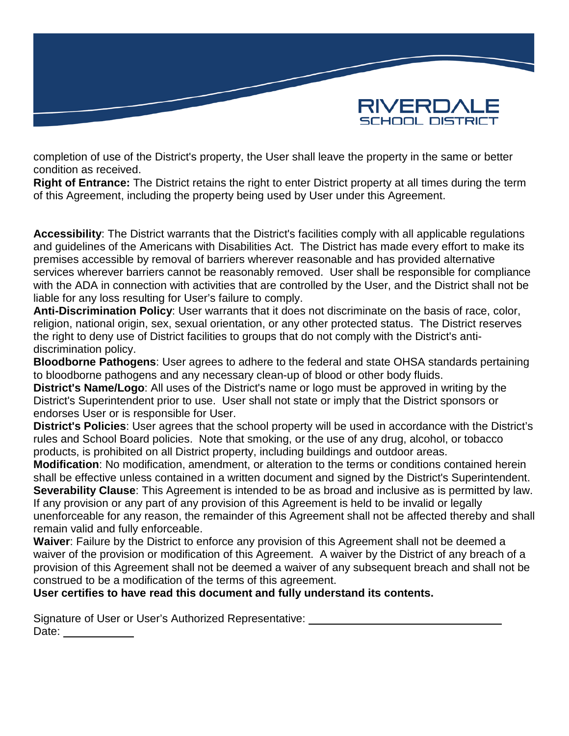completion of use of the District's property, the User shall leave the property in the same or better condition as received.

**Right of Entrance:** The District retains the right to enter District property at all times during the term of this Agreement, including the property being used by User under this Agreement.

**Accessibility**: The District warrants that the District's facilities comply with all applicable regulations and guidelines of the Americans with Disabilities Act. The District has made every effort to make its premises accessible by removal of barriers wherever reasonable and has provided alternative services wherever barriers cannot be reasonably removed. User shall be responsible for compliance with the ADA in connection with activities that are controlled by the User, and the District shall not be liable for any loss resulting for User's failure to comply.

**Anti-Discrimination Policy**: User warrants that it does not discriminate on the basis of race, color, religion, national origin, sex, sexual orientation, or any other protected status. The District reserves the right to deny use of District facilities to groups that do not comply with the District's anti-discrimination policy.

**Bloodborne Pathogens**: User agrees to adhere to the federal and state OHSA standards pertaining to bloodborne pathogens and any necessary clean-up of blood or other body fluids.

**District's Name/Logo**: All uses of the District's name or logo must be approved in writing by the District's Superintendent prior to use. User shall not state or imply that the District sponsors or endorses User or is responsible for User.

**District's Policies**: User agrees that the school property will be used in accordance with the District's rules and School Board policies. Note that smoking, or the use of any drug, alcohol, or tobacco products, is prohibited on all District property, including buildings and outdoor areas.

**Modification**: No modification, amendment, or alteration to the terms or conditions contained herein shall be effective unless contained in a written document and signed by the District's Superintendent.

**Severability Clause**: This Agreement is intended to be as broad and inclusive as is permitted by law. If any provision or any part of any provision of this Agreement is held to be invalid or legally unenforceable for any reason, the remainder of this Agreement shall not be affected thereby and shall remain valid and fully enforceable.

**Waiver**: Failure by the District to enforce any provision of this Agreement shall not be deemed a waiver of the provision or modification of this Agreement. A waiver by the District of any breach of a provision of this Agreement shall not be deemed a waiver of any subsequent breach and shall not be construed to be a modification of the terms of this agreement.

**User certifies to have read this document and fully understand its contents.**

Signature of User or User's Authorized Representative: ________________________________
Date: ____________